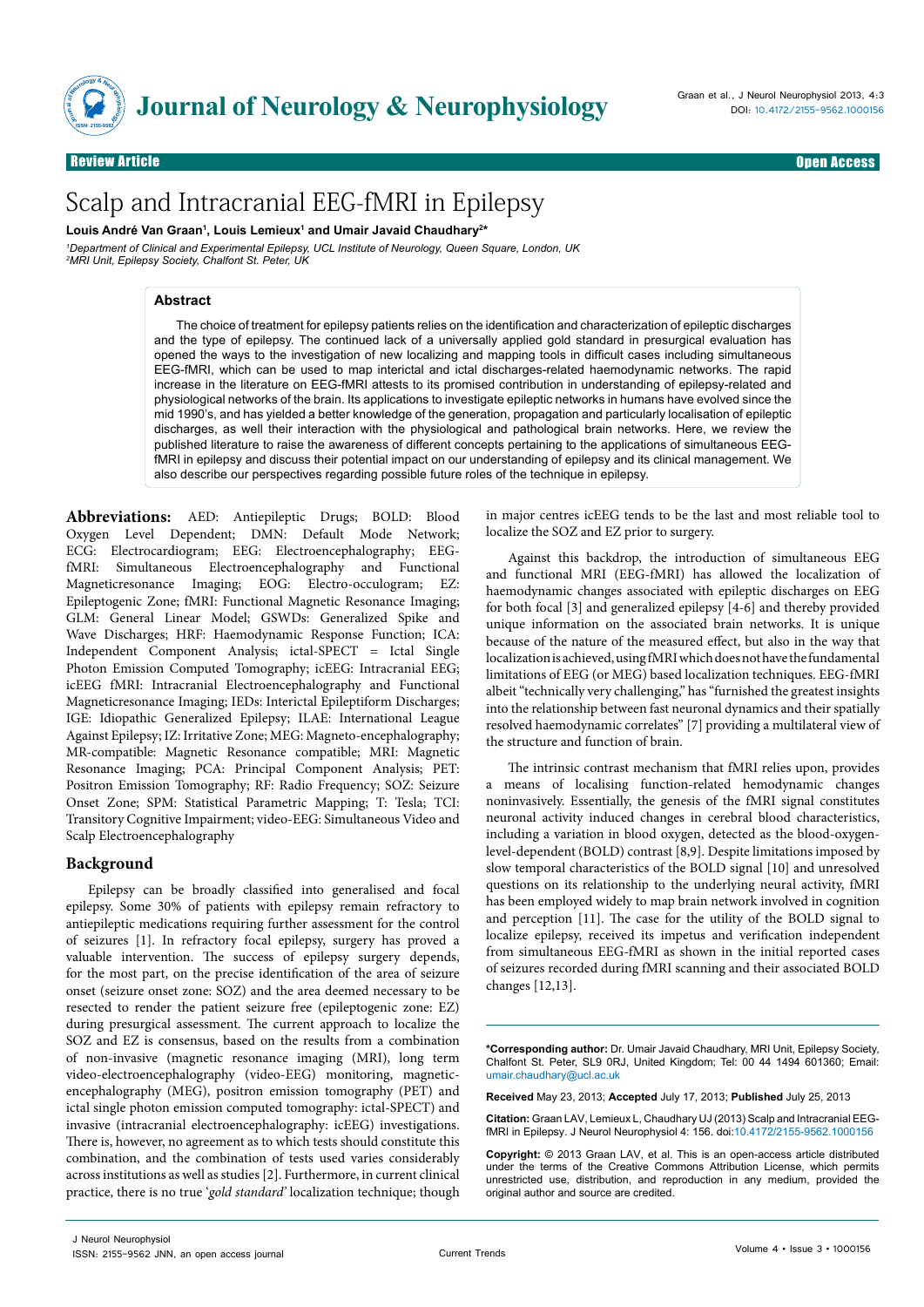Review Article — Open Access

# Scalp and Intracranial EEG-fMRI in Epilepsy

**Louis André Van Graan[1], Louis Lemieux[1] and Umair Javaid Chaudhary[2]***

[1]Department of Clinical and Experimental Epilepsy, UCL Institute of Neurology, Queen Square, London, UK
[2]MRI Unit, Epilepsy Society, Chalfont St. Peter, UK

## Abstract

The choice of treatment for epilepsy patients relies on the identification and characterization of epileptic discharges and the type of epilepsy. The continued lack of a universally applied gold standard in presurgical evaluation has opened the ways to the investigation of new localizing and mapping tools in difficult cases including simultaneous EEG-fMRI, which can be used to map interictal and ictal discharges-related haemodynamic networks. The rapid increase in the literature on EEG-fMRI attests to its promised contribution in understanding of epilepsy-related and physiological networks of the brain. Its applications to investigate epileptic networks in humans have evolved since the mid 1990's, and has yielded a better knowledge of the generation, propagation and particularly localisation of epileptic discharges, as well their interaction with the physiological and pathological brain networks. Here, we review the published literature to raise the awareness of different concepts pertaining to the applications of simultaneous EEG-fMRI in epilepsy and discuss their potential impact on our understanding of epilepsy and its clinical management. We also describe our perspectives regarding possible future roles of the technique in epilepsy.

**Abbreviations:** AED: Antiepileptic Drugs; BOLD: Blood Oxygen Level Dependent; DMN: Default Mode Network; ECG: Electrocardiogram; EEG: Electroencephalography; EEG-fMRI: Simultaneous Electroencephalography and Functional Magneticresonance Imaging; EOG: Electro-occulogram; EZ: Epileptogenic Zone; fMRI: Functional Magnetic Resonance Imaging; GLM: General Linear Model; GSWDs: Generalized Spike and Wave Discharges; HRF: Haemodynamic Response Function; ICA: Independent Component Analysis; ictal-SPECT = Ictal Single Photon Emission Computed Tomography; icEEG: Intracranial EEG; icEEG fMRI: Intracranial Electroencephalography and Functional Magneticresonance Imaging; IEDs: Interictal Epileptiform Discharges; IGE: Idiopathic Generalized Epilepsy; ILAE: International League Against Epilepsy; IZ: Irritative Zone; MEG: Magneto-encephalography; MR-compatible: Magnetic Resonance compatible; MRI: Magnetic Resonance Imaging; PCA: Principal Component Analysis; PET: Positron Emission Tomography; RF: Radio Frequency; SOZ: Seizure Onset Zone; SPM: Statistical Parametric Mapping; T: Tesla; TCI: Transitory Cognitive Impairment; video-EEG: Simultaneous Video and Scalp Electroencephalography

## Background

Epilepsy can be broadly classified into generalised and focal epilepsy. Some 30% of patients with epilepsy remain refractory to antiepileptic medications requiring further assessment for the control of seizures [1]. In refractory focal epilepsy, surgery has proved a valuable intervention. The success of epilepsy surgery depends, for the most part, on the precise identification of the area of seizure onset (seizure onset zone: SOZ) and the area deemed necessary to be resected to render the patient seizure free (epileptogenic zone: EZ) during presurgical assessment. The current approach to localize the SOZ and EZ is consensus, based on the results from a combination of non-invasive (magnetic resonance imaging (MRI), long term video-electroencephalography (video-EEG) monitoring, magnetic-encephalography (MEG), positron emission tomography (PET) and ictal single photon emission computed tomography: ictal-SPECT) and invasive (intracranial electroencephalography: icEEG) investigations. There is, however, no agreement as to which tests should constitute this combination, and the combination of tests used varies considerably across institutions as well as studies [2]. Furthermore, in current clinical practice, there is no true '*gold standard*' localization technique; though in major centres icEEG tends to be the last and most reliable tool to localize the SOZ and EZ prior to surgery.

Against this backdrop, the introduction of simultaneous EEG and functional MRI (EEG-fMRI) has allowed the localization of haemodynamic changes associated with epileptic discharges on EEG for both focal [3] and generalized epilepsy [4-6] and thereby provided unique information on the associated brain networks. It is unique because of the nature of the measured effect, but also in the way that localization is achieved, using fMRI which does not have the fundamental limitations of EEG (or MEG) based localization techniques. EEG-fMRI albeit "technically very challenging," has "furnished the greatest insights into the relationship between fast neuronal dynamics and their spatially resolved haemodynamic correlates" [7] providing a multilateral view of the structure and function of brain.

The intrinsic contrast mechanism that fMRI relies upon, provides a means of localising function-related hemodynamic changes noninvasively. Essentially, the genesis of the fMRI signal constitutes neuronal activity induced changes in cerebral blood characteristics, including a variation in blood oxygen, detected as the blood-oxygen-level-dependent (BOLD) contrast [8,9]. Despite limitations imposed by slow temporal characteristics of the BOLD signal [10] and unresolved questions on its relationship to the underlying neural activity, fMRI has been employed widely to map brain network involved in cognition and perception [11]. The case for the utility of the BOLD signal to localize epilepsy, received its impetus and verification independent from simultaneous EEG-fMRI as shown in the initial reported cases of seizures recorded during fMRI scanning and their associated BOLD changes [12,13].

**\*Corresponding author:** Dr. Umair Javaid Chaudhary, MRI Unit, Epilepsy Society, Chalfont St. Peter, SL9 0RJ, United Kingdom; Tel: 00 44 1494 601360; Email: umair.chaudhary@ucl.ac.uk

**Received** May 23, 2013; **Accepted** July 17, 2013; **Published** July 25, 2013

**Citation:** Graan LAV, Lemieux L, Chaudhary UJ (2013) Scalp and Intracranial EEG-fMRI in Epilepsy. J Neurol Neurophysiol 4: 156. doi:10.4172/2155-9562.1000156

**Copyright:** © 2013 Graan LAV, et al. This is an open-access article distributed under the terms of the Creative Commons Attribution License, which permits unrestricted use, distribution, and reproduction in any medium, provided the original author and source are credited.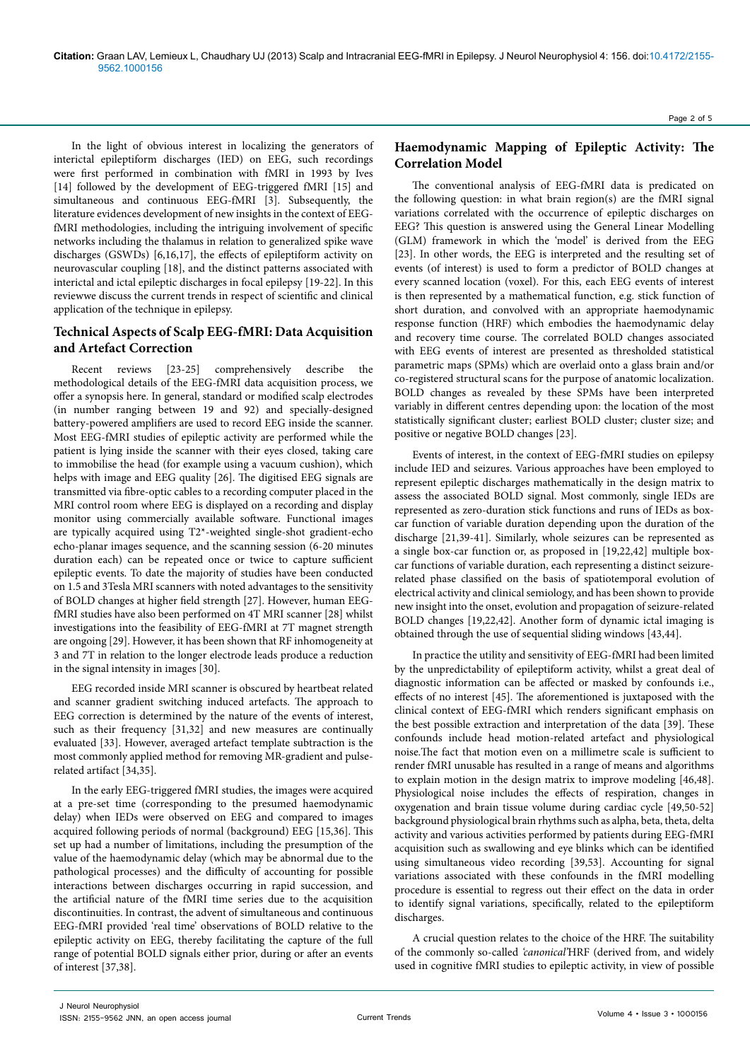In the light of obvious interest in localizing the generators of interictal epileptiform discharges (IED) on EEG, such recordings were first performed in combination with fMRI in 1993 by Ives [14] followed by the development of EEG-triggered fMRI [15] and simultaneous and continuous EEG-fMRI [3]. Subsequently, the literature evidences development of new insights in the context of EEG-fMRI methodologies, including the intriguing involvement of specific networks including the thalamus in relation to generalized spike wave discharges (GSWDs) [6,16,17], the effects of epileptiform activity on neurovascular coupling [18], and the distinct patterns associated with interictal and ictal epileptic discharges in focal epilepsy [19-22]. In this reviewwe discuss the current trends in respect of scientific and clinical application of the technique in epilepsy.

## Technical Aspects of Scalp EEG-fMRI: Data Acquisition and Artefact Correction

Recent reviews [23-25] comprehensively describe the methodological details of the EEG-fMRI data acquisition process, we offer a synopsis here. In general, standard or modified scalp electrodes (in number ranging between 19 and 92) and specially-designed battery-powered amplifiers are used to record EEG inside the scanner. Most EEG-fMRI studies of epileptic activity are performed while the patient is lying inside the scanner with their eyes closed, taking care to immobilise the head (for example using a vacuum cushion), which helps with image and EEG quality [26]. The digitised EEG signals are transmitted via fibre-optic cables to a recording computer placed in the MRI control room where EEG is displayed on a recording and display monitor using commercially available software. Functional images are typically acquired using T2*-weighted single-shot gradient-echo echo-planar images sequence, and the scanning session (6-20 minutes duration each) can be repeated once or twice to capture sufficient epileptic events. To date the majority of studies have been conducted on 1.5 and 3Tesla MRI scanners with noted advantages to the sensitivity of BOLD changes at higher field strength [27]. However, human EEG-fMRI studies have also been performed on 4T MRI scanner [28] whilst investigations into the feasibility of EEG-fMRI at 7T magnet strength are ongoing [29]. However, it has been shown that RF inhomogeneity at 3 and 7T in relation to the longer electrode leads produce a reduction in the signal intensity in images [30].

EEG recorded inside MRI scanner is obscured by heartbeat related and scanner gradient switching induced artefacts. The approach to EEG correction is determined by the nature of the events of interest, such as their frequency [31,32] and new measures are continually evaluated [33]. However, averaged artefact template subtraction is the most commonly applied method for removing MR-gradient and pulse-related artifact [34,35].

In the early EEG-triggered fMRI studies, the images were acquired at a pre-set time (corresponding to the presumed haemodynamic delay) when IEDs were observed on EEG and compared to images acquired following periods of normal (background) EEG [15,36]. This set up had a number of limitations, including the presumption of the value of the haemodynamic delay (which may be abnormal due to the pathological processes) and the difficulty of accounting for possible interactions between discharges occurring in rapid succession, and the artificial nature of the fMRI time series due to the acquisition discontinuities. In contrast, the advent of simultaneous and continuous EEG-fMRI provided 'real time' observations of BOLD relative to the epileptic activity on EEG, thereby facilitating the capture of the full range of potential BOLD signals either prior, during or after an events of interest [37,38].

## Haemodynamic Mapping of Epileptic Activity: The Correlation Model

The conventional analysis of EEG-fMRI data is predicated on the following question: in what brain region(s) are the fMRI signal variations correlated with the occurrence of epileptic discharges on EEG? This question is answered using the General Linear Modelling (GLM) framework in which the 'model' is derived from the EEG [23]. In other words, the EEG is interpreted and the resulting set of events (of interest) is used to form a predictor of BOLD changes at every scanned location (voxel). For this, each EEG events of interest is then represented by a mathematical function, e.g. stick function of short duration, and convolved with an appropriate haemodynamic response function (HRF) which embodies the haemodynamic delay and recovery time course. The correlated BOLD changes associated with EEG events of interest are presented as thresholded statistical parametric maps (SPMs) which are overlaid onto a glass brain and/or co-registered structural scans for the purpose of anatomic localization. BOLD changes as revealed by these SPMs have been interpreted variably in different centres depending upon: the location of the most statistically significant cluster; earliest BOLD cluster; cluster size; and positive or negative BOLD changes [23].

Events of interest, in the context of EEG-fMRI studies on epilepsy include IED and seizures. Various approaches have been employed to represent epileptic discharges mathematically in the design matrix to assess the associated BOLD signal. Most commonly, single IEDs are represented as zero-duration stick functions and runs of IEDs as box-car function of variable duration depending upon the duration of the discharge [21,39-41]. Similarly, whole seizures can be represented as a single box-car function or, as proposed in [19,22,42] multiple box-car functions of variable duration, each representing a distinct seizure-related phase classified on the basis of spatiotemporal evolution of electrical activity and clinical semiology, and has been shown to provide new insight into the onset, evolution and propagation of seizure-related BOLD changes [19,22,42]. Another form of dynamic ictal imaging is obtained through the use of sequential sliding windows [43,44].

In practice the utility and sensitivity of EEG-fMRI had been limited by the unpredictability of epileptiform activity, whilst a great deal of diagnostic information can be affected or masked by confounds i.e., effects of no interest [45]. The aforementioned is juxtaposed with the clinical context of EEG-fMRI which renders significant emphasis on the best possible extraction and interpretation of the data [39]. These confounds include head motion-related artefact and physiological noise.The fact that motion even on a millimetre scale is sufficient to render fMRI unusable has resulted in a range of means and algorithms to explain motion in the design matrix to improve modeling [46,48]. Physiological noise includes the effects of respiration, changes in oxygenation and brain tissue volume during cardiac cycle [49,50-52] background physiological brain rhythms such as alpha, beta, theta, delta activity and various activities performed by patients during EEG-fMRI acquisition such as swallowing and eye blinks which can be identified using simultaneous video recording [39,53]. Accounting for signal variations associated with these confounds in the fMRI modelling procedure is essential to regress out their effect on the data in order to identify signal variations, specifically, related to the epileptiform discharges.

A crucial question relates to the choice of the HRF. The suitability of the commonly so-called *'canonical'*HRF (derived from, and widely used in cognitive fMRI studies to epileptic activity, in view of possible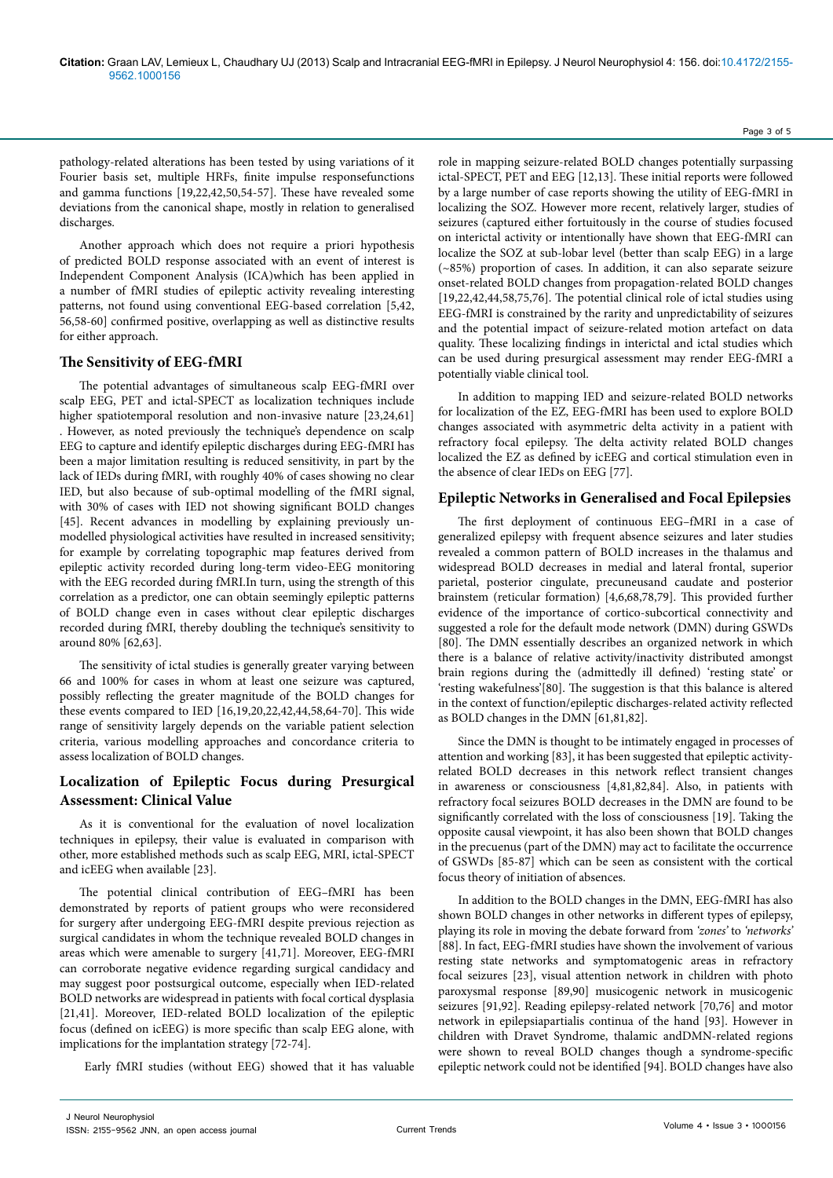pathology-related alterations has been tested by using variations of it Fourier basis set, multiple HRFs, finite impulse responsefunctions and gamma functions [19,22,42,50,54-57]. These have revealed some deviations from the canonical shape, mostly in relation to generalised discharges.

Another approach which does not require a priori hypothesis of predicted BOLD response associated with an event of interest is Independent Component Analysis (ICA)which has been applied in a number of fMRI studies of epileptic activity revealing interesting patterns, not found using conventional EEG-based correlation [5,42, 56,58-60] confirmed positive, overlapping as well as distinctive results for either approach.

## The Sensitivity of EEG-fMRI

The potential advantages of simultaneous scalp EEG-fMRI over scalp EEG, PET and ictal-SPECT as localization techniques include higher spatiotemporal resolution and non-invasive nature [23,24,61] . However, as noted previously the technique's dependence on scalp EEG to capture and identify epileptic discharges during EEG-fMRI has been a major limitation resulting is reduced sensitivity, in part by the lack of IEDs during fMRI, with roughly 40% of cases showing no clear IED, but also because of sub-optimal modelling of the fMRI signal, with 30% of cases with IED not showing significant BOLD changes [45]. Recent advances in modelling by explaining previously un-modelled physiological activities have resulted in increased sensitivity; for example by correlating topographic map features derived from epileptic activity recorded during long-term video-EEG monitoring with the EEG recorded during fMRI.In turn, using the strength of this correlation as a predictor, one can obtain seemingly epileptic patterns of BOLD change even in cases without clear epileptic discharges recorded during fMRI, thereby doubling the technique's sensitivity to around 80% [62,63].

The sensitivity of ictal studies is generally greater varying between 66 and 100% for cases in whom at least one seizure was captured, possibly reflecting the greater magnitude of the BOLD changes for these events compared to IED [16,19,20,22,42,44,58,64-70]. This wide range of sensitivity largely depends on the variable patient selection criteria, various modelling approaches and concordance criteria to assess localization of BOLD changes.

## Localization of Epileptic Focus during Presurgical Assessment: Clinical Value

As it is conventional for the evaluation of novel localization techniques in epilepsy, their value is evaluated in comparison with other, more established methods such as scalp EEG, MRI, ictal-SPECT and icEEG when available [23].

The potential clinical contribution of EEG–fMRI has been demonstrated by reports of patient groups who were reconsidered for surgery after undergoing EEG-fMRI despite previous rejection as surgical candidates in whom the technique revealed BOLD changes in areas which were amenable to surgery [41,71]. Moreover, EEG-fMRI can corroborate negative evidence regarding surgical candidacy and may suggest poor postsurgical outcome, especially when IED-related BOLD networks are widespread in patients with focal cortical dysplasia [21,41]. Moreover, IED-related BOLD localization of the epileptic focus (defined on icEEG) is more specific than scalp EEG alone, with implications for the implantation strategy [72-74].

Early fMRI studies (without EEG) showed that it has valuable role in mapping seizure-related BOLD changes potentially surpassing ictal-SPECT, PET and EEG [12,13]. These initial reports were followed by a large number of case reports showing the utility of EEG-fMRI in localizing the SOZ. However more recent, relatively larger, studies of seizures (captured either fortuitously in the course of studies focused on interictal activity or intentionally have shown that EEG-fMRI can localize the SOZ at sub-lobar level (better than scalp EEG) in a large (~85%) proportion of cases. In addition, it can also separate seizure onset-related BOLD changes from propagation-related BOLD changes [19,22,42,44,58,75,76]. The potential clinical role of ictal studies using EEG-fMRI is constrained by the rarity and unpredictability of seizures and the potential impact of seizure-related motion artefact on data quality. These localizing findings in interictal and ictal studies which can be used during presurgical assessment may render EEG-fMRI a potentially viable clinical tool.

In addition to mapping IED and seizure-related BOLD networks for localization of the EZ, EEG-fMRI has been used to explore BOLD changes associated with asymmetric delta activity in a patient with refractory focal epilepsy. The delta activity related BOLD changes localized the EZ as defined by icEEG and cortical stimulation even in the absence of clear IEDs on EEG [77].

## Epileptic Networks in Generalised and Focal Epilepsies

The first deployment of continuous EEG–fMRI in a case of generalized epilepsy with frequent absence seizures and later studies revealed a common pattern of BOLD increases in the thalamus and widespread BOLD decreases in medial and lateral frontal, superior parietal, posterior cingulate, precuneusand caudate and posterior brainstem (reticular formation) [4,6,68,78,79]. This provided further evidence of the importance of cortico-subcortical connectivity and suggested a role for the default mode network (DMN) during GSWDs [80]. The DMN essentially describes an organized network in which there is a balance of relative activity/inactivity distributed amongst brain regions during the (admittedly ill defined) 'resting state' or 'resting wakefulness'[80]. The suggestion is that this balance is altered in the context of function/epileptic discharges-related activity reflected as BOLD changes in the DMN [61,81,82].

Since the DMN is thought to be intimately engaged in processes of attention and working [83], it has been suggested that epileptic activity-related BOLD decreases in this network reflect transient changes in awareness or consciousness [4,81,82,84]. Also, in patients with refractory focal seizures BOLD decreases in the DMN are found to be significantly correlated with the loss of consciousness [19]. Taking the opposite causal viewpoint, it has also been shown that BOLD changes in the precuenus (part of the DMN) may act to facilitate the occurrence of GSWDs [85-87] which can be seen as consistent with the cortical focus theory of initiation of absences.

In addition to the BOLD changes in the DMN, EEG-fMRI has also shown BOLD changes in other networks in different types of epilepsy, playing its role in moving the debate forward from *'zones'* to *'networks'* [88]. In fact, EEG-fMRI studies have shown the involvement of various resting state networks and symptomatogenic areas in refractory focal seizures [23], visual attention network in children with photo paroxysmal response [89,90] musicogenic network in musicogenic seizures [91,92]. Reading epilepsy-related network [70,76] and motor network in epilepsiapartialis continua of the hand [93]. However in children with Dravet Syndrome, thalamic andDMN-related regions were shown to reveal BOLD changes though a syndrome-specific epileptic network could not be identified [94]. BOLD changes have also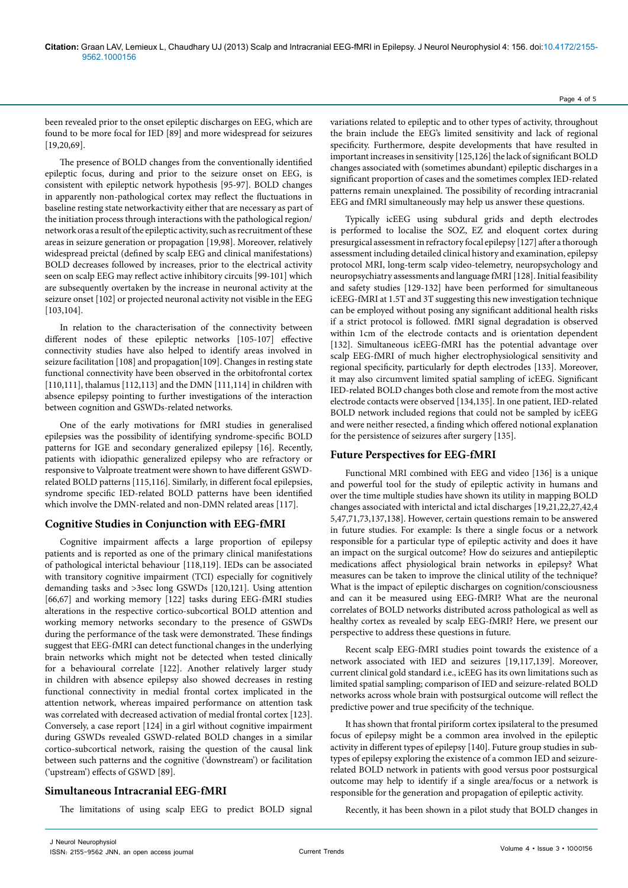been revealed prior to the onset epileptic discharges on EEG, which are found to be more focal for IED [89] and more widespread for seizures [19,20,69].

The presence of BOLD changes from the conventionally identified epileptic focus, during and prior to the seizure onset on EEG, is consistent with epileptic network hypothesis [95-97]. BOLD changes in apparently non-pathological cortex may reflect the fluctuations in baseline resting state networkactivity either that are necessary as part of the initiation process through interactions with the pathological region/ network oras a result of the epileptic activity, such as recruitment of these areas in seizure generation or propagation [19,98]. Moreover, relatively widespread preictal (defined by scalp EEG and clinical manifestations) BOLD decreases followed by increases, prior to the electrical activity seen on scalp EEG may reflect active inhibitory circuits [99-101] which are subsequently overtaken by the increase in neuronal activity at the seizure onset [102] or projected neuronal activity not visible in the EEG [103,104].

In relation to the characterisation of the connectivity between different nodes of these epileptic networks [105-107] effective connectivity studies have also helped to identify areas involved in seizure facilitation [108] and propagation[109]. Changes in resting state functional connectivity have been observed in the orbitofrontal cortex [110,111], thalamus [112,113] and the DMN [111,114] in children with absence epilepsy pointing to further investigations of the interaction between cognition and GSWDs-related networks.

One of the early motivations for fMRI studies in generalised epilepsies was the possibility of identifying syndrome-specific BOLD patterns for IGE and secondary generalized epilepsy [16]. Recently, patients with idiopathic generalized epilepsy who are refractory or responsive to Valproate treatment were shown to have different GSWD-related BOLD patterns [115,116]. Similarly, in different focal epilepsies, syndrome specific IED-related BOLD patterns have been identified which involve the DMN-related and non-DMN related areas [117].

## Cognitive Studies in Conjunction with EEG-fMRI

Cognitive impairment affects a large proportion of epilepsy patients and is reported as one of the primary clinical manifestations of pathological interictal behaviour [118,119]. IEDs can be associated with transitory cognitive impairment (TCI) especially for cognitively demanding tasks and >3sec long GSWDs [120,121]. Using attention [66,67] and working memory [122] tasks during EEG-fMRI studies alterations in the respective cortico-subcortical BOLD attention and working memory networks secondary to the presence of GSWDs during the performance of the task were demonstrated. These findings suggest that EEG-fMRI can detect functional changes in the underlying brain networks which might not be detected when tested clinically for a behavioural correlate [122]. Another relatively larger study in children with absence epilepsy also showed decreases in resting functional connectivity in medial frontal cortex implicated in the attention network, whereas impaired performance on attention task was correlated with decreased activation of medial frontal cortex [123]. Conversely, a case report [124] in a girl without cognitive impairment during GSWDs revealed GSWD-related BOLD changes in a similar cortico-subcortical network, raising the question of the causal link between such patterns and the cognitive ('downstream') or facilitation ('upstream') effects of GSWD [89].

## Simultaneous Intracranial EEG-fMRI

The limitations of using scalp EEG to predict BOLD signal variations related to epileptic and to other types of activity, throughout the brain include the EEG's limited sensitivity and lack of regional specificity. Furthermore, despite developments that have resulted in important increases in sensitivity [125,126] the lack of significant BOLD changes associated with (sometimes abundant) epileptic discharges in a significant proportion of cases and the sometimes complex IED-related patterns remain unexplained. The possibility of recording intracranial EEG and fMRI simultaneously may help us answer these questions.

Typically icEEG using subdural grids and depth electrodes is performed to localise the SOZ, EZ and eloquent cortex during presurgical assessment in refractory focal epilepsy [127] after a thorough assessment including detailed clinical history and examination, epilepsy protocol MRI, long-term scalp video-telemetry, neuropsychology and neuropsychiatry assessments and language fMRI [128]. Initial feasibility and safety studies [129-132] have been performed for simultaneous icEEG-fMRI at 1.5T and 3T suggesting this new investigation technique can be employed without posing any significant additional health risks if a strict protocol is followed. fMRI signal degradation is observed within 1cm of the electrode contacts and is orientation dependent [132]. Simultaneous icEEG-fMRI has the potential advantage over scalp EEG-fMRI of much higher electrophysiological sensitivity and regional specificity, particularly for depth electrodes [133]. Moreover, it may also circumvent limited spatial sampling of icEEG. Significant IED-related BOLD changes both close and remote from the most active electrode contacts were observed [134,135]. In one patient, IED-related BOLD network included regions that could not be sampled by icEEG and were neither resected, a finding which offered notional explanation for the persistence of seizures after surgery [135].

## Future Perspectives for EEG-fMRI

Functional MRI combined with EEG and video [136] is a unique and powerful tool for the study of epileptic activity in humans and over the time multiple studies have shown its utility in mapping BOLD changes associated with interictal and ictal discharges [19,21,22,27,42,45,47,71,73,137,138]. However, certain questions remain to be answered in future studies. For example: Is there a single focus or a network responsible for a particular type of epileptic activity and does it have an impact on the surgical outcome? How do seizures and antiepileptic medications affect physiological brain networks in epilepsy? What measures can be taken to improve the clinical utility of the technique? What is the impact of epileptic discharges on cognition/consciousness and can it be measured using EEG-fMRI? What are the neuronal correlates of BOLD networks distributed across pathological as well as healthy cortex as revealed by scalp EEG-fMRI? Here, we present our perspective to address these questions in future.

Recent scalp EEG-fMRI studies point towards the existence of a network associated with IED and seizures [19,117,139]. Moreover, current clinical gold standard i.e., icEEG has its own limitations such as limited spatial sampling; comparison of IED and seizure-related BOLD networks across whole brain with postsurgical outcome will reflect the predictive power and true specificity of the technique.

It has shown that frontal piriform cortex ipsilateral to the presumed focus of epilepsy might be a common area involved in the epileptic activity in different types of epilepsy [140]. Future group studies in sub-types of epilepsy exploring the existence of a common IED and seizure-related BOLD network in patients with good versus poor postsurgical outcome may help to identify if a single area/focus or a network is responsible for the generation and propagation of epileptic activity.

Recently, it has been shown in a pilot study that BOLD changes in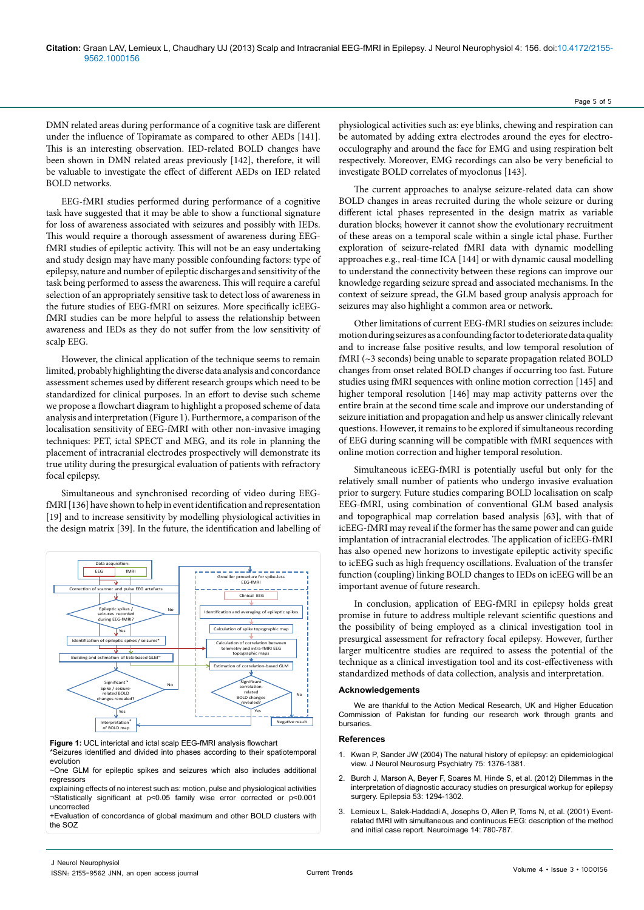DMN related areas during performance of a cognitive task are different under the influence of Topiramate as compared to other AEDs [141]. This is an interesting observation. IED-related BOLD changes have been shown in DMN related areas previously [142], therefore, it will be valuable to investigate the effect of different AEDs on IED related BOLD networks.

EEG-fMRI studies performed during performance of a cognitive task have suggested that it may be able to show a functional signature for loss of awareness associated with seizures and possibly with IEDs. This would require a thorough assessment of awareness during EEG-fMRI studies of epileptic activity. This will not be an easy undertaking and study design may have many possible confounding factors: type of epilepsy, nature and number of epileptic discharges and sensitivity of the task being performed to assess the awareness. This will require a careful selection of an appropriately sensitive task to detect loss of awareness in the future studies of EEG-fMRI on seizures. More specifically icEEG-fMRI studies can be more helpful to assess the relationship between awareness and IEDs as they do not suffer from the low sensitivity of scalp EEG.

However, the clinical application of the technique seems to remain limited, probably highlighting the diverse data analysis and concordance assessment schemes used by different research groups which need to be standardized for clinical purposes. In an effort to devise such scheme we propose a flowchart diagram to highlight a proposed scheme of data analysis and interpretation (Figure 1). Furthermore, a comparison of the localisation sensitivity of EEG-fMRI with other non-invasive imaging techniques: PET, ictal SPECT and MEG, and its role in planning the placement of intracranial electrodes prospectively will demonstrate its true utility during the presurgical evaluation of patients with refractory focal epilepsy.

Simultaneous and synchronised recording of video during EEG-fMRI [136] have shown to help in event identification and representation [19] and to increase sensitivity by modelling physiological activities in the design matrix [39]. In the future, the identification and labelling of physiological activities such as: eye blinks, chewing and respiration can be automated by adding extra electrodes around the eyes for electro-occulography and around the face for EMG and using respiration belt respectively. Moreover, EMG recordings can also be very beneficial to investigate BOLD correlates of myoclonus [143].

Data acquisition: EEG fMRI

Correction of scanner and pulse EEG artefacts

Epileptic spikes / seizures recorded during EEG-fMRI? — Yes / No

Identification of epileptic spikes / seizures*

Building and estimation of EEG-based GLM~

Significant¬ Spike / seizure-related BOLD changes revealed? — Yes / No

Interpretation+ of BOLD map

Grouiller procedure for spike-less EEG-fMRI

Clinical EEG

Identification and averaging of epileptic spikes

Calculation of spike topographic map

Calculation of correlation between telemetry and intra-fMRI EEG topographic maps

Estimation of correlation-based GLM

Significant correlation-related BOLD changes revealed? — Yes / No

Negative result

**Figure 1:** UCL interictal and ictal scalp EEG-fMRI analysis flowchart
*Seizures identified and divided into phases according to their spatiotemporal evolution
~One GLM for epileptic spikes and seizures which also includes additional regressors explaining effects of no interest such as: motion, pulse and physiological activities
¬Statistically significant at $p<0.05$ family wise error corrected or $p<0.001$ uncorrected
+Evaluation of concordance of global maximum and other BOLD clusters with the SOZ

The current approaches to analyse seizure-related data can show BOLD changes in areas recruited during the whole seizure or during different ictal phases represented in the design matrix as variable duration blocks; however it cannot show the evolutionary recruitment of these areas on a temporal scale within a single ictal phase. Further exploration of seizure-related fMRI data with dynamic modelling approaches e.g., real-time ICA [144] or with dynamic causal modelling to understand the connectivity between these regions can improve our knowledge regarding seizure spread and associated mechanisms. In the context of seizure spread, the GLM based group analysis approach for seizures may also highlight a common area or network.

Other limitations of current EEG-fMRI studies on seizures include: motion during seizures as a confounding factor to deteriorate data quality and to increase false positive results, and low temporal resolution of fMRI (~3 seconds) being unable to separate propagation related BOLD changes from onset related BOLD changes if occurring too fast. Future studies using fMRI sequences with online motion correction [145] and higher temporal resolution [146] may map activity patterns over the entire brain at the second time scale and improve our understanding of seizure initiation and propagation and help us answer clinically relevant questions. However, it remains to be explored if simultaneous recording of EEG during scanning will be compatible with fMRI sequences with online motion correction and higher temporal resolution.

Simultaneous icEEG-fMRI is potentially useful but only for the relatively small number of patients who undergo invasive evaluation prior to surgery. Future studies comparing BOLD localisation on scalp EEG-fMRI, using combination of conventional GLM based analysis and topographical map correlation based analysis [63], with that of icEEG-fMRI may reveal if the former has the same power and can guide implantation of intracranial electrodes. The application of icEEG-fMRI has also opened new horizons to investigate epileptic activity specific to icEEG such as high frequency oscillations. Evaluation of the transfer function (coupling) linking BOLD changes to IEDs on icEEG will be an important avenue of future research.

In conclusion, application of EEG-fMRI in epilepsy holds great promise in future to address multiple relevant scientific questions and the possibility of being employed as a clinical investigation tool in presurgical assessment for refractory focal epilepsy. However, further larger multicentre studies are required to assess the potential of the technique as a clinical investigation tool and its cost-effectiveness with standardized methods of data collection, analysis and interpretation.

## Acknowledgements

We are thankful to the Action Medical Research, UK and Higher Education Commission of Pakistan for funding our research work through grants and bursaries.

## References

1. Kwan P, Sander JW (2004) The natural history of epilepsy: an epidemiological view. J Neurol Neurosurg Psychiatry 75: 1376-1381.
2. Burch J, Marson A, Beyer F, Soares M, Hinde S, et al. (2012) Dilemmas in the interpretation of diagnostic accuracy studies on presurgical workup for epilepsy surgery. Epilepsia 53: 1294-1302.
3. Lemieux L, Salek-Haddadi A, Josephs O, Allen P, Toms N, et al. (2001) Event-related fMRI with simultaneous and continuous EEG: description of the method and initial case report. Neuroimage 14: 780-787.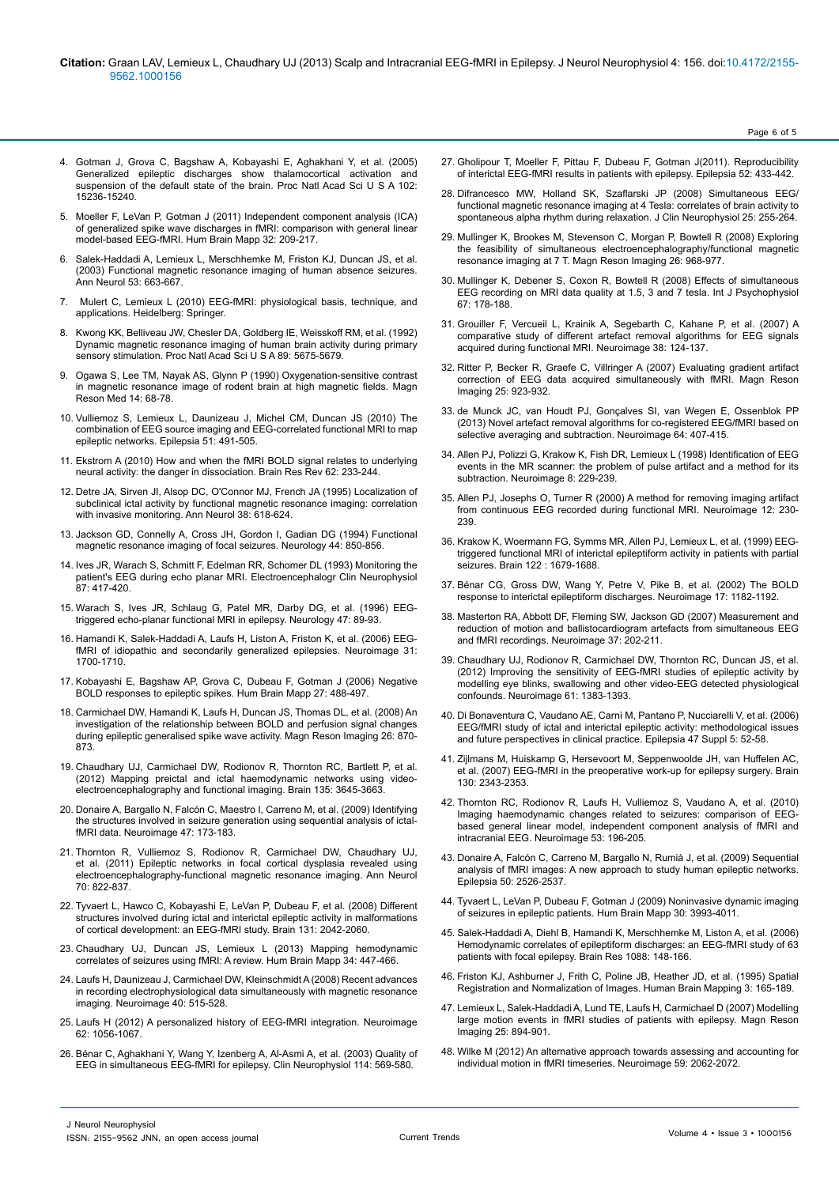4. Gotman J, Grova C, Bagshaw A, Kobayashi E, Aghakhani Y, et al. (2005) Generalized epileptic discharges show thalamocortical activation and suspension of the default state of the brain. Proc Natl Acad Sci U S A 102: 15236-15240.

5. Moeller F, LeVan P, Gotman J (2011) Independent component analysis (ICA) of generalized spike wave discharges in fMRI: comparison with general linear model-based EEG-fMRI. Hum Brain Mapp 32: 209-217.

6. Salek-Haddadi A, Lemieux L, Merschhemke M, Friston KJ, Duncan JS, et al. (2003) Functional magnetic resonance imaging of human absence seizures. Ann Neurol 53: 663-667.

7. Mulert C, Lemieux L (2010) EEG-fMRI: physiological basis, technique, and applications. Heidelberg: Springer.

8. Kwong KK, Belliveau JW, Chesler DA, Goldberg IE, Weisskoff RM, et al. (1992) Dynamic magnetic resonance imaging of human brain activity during primary sensory stimulation. Proc Natl Acad Sci U S A 89: 5675-5679.

9. Ogawa S, Lee TM, Nayak AS, Glynn P (1990) Oxygenation-sensitive contrast in magnetic resonance image of rodent brain at high magnetic fields. Magn Reson Med 14: 68-78.

10. Vulliemoz S, Lemieux L, Daunizeau J, Michel CM, Duncan JS (2010) The combination of EEG source imaging and EEG-correlated functional MRI to map epileptic networks. Epilepsia 51: 491-505.

11. Ekstrom A (2010) How and when the fMRI BOLD signal relates to underlying neural activity: the danger in dissociation. Brain Res Rev 62: 233-244.

12. Detre JA, Sirven JI, Alsop DC, O'Connor MJ, French JA (1995) Localization of subclinical ictal activity by functional magnetic resonance imaging: correlation with invasive monitoring. Ann Neurol 38: 618-624.

13. Jackson GD, Connelly A, Cross JH, Gordon I, Gadian DG (1994) Functional magnetic resonance imaging of focal seizures. Neurology 44: 850-856.

14. Ives JR, Warach S, Schmitt F, Edelman RR, Schomer DL (1993) Monitoring the patient's EEG during echo planar MRI. Electroencephalogr Clin Neurophysiol 87: 417-420.

15. Warach S, Ives JR, Schlaug G, Patel MR, Darby DG, et al. (1996) EEG-triggered echo-planar functional MRI in epilepsy. Neurology 47: 89-93.

16. Hamandi K, Salek-Haddadi A, Laufs H, Liston A, Friston K, et al. (2006) EEG-fMRI of idiopathic and secondarily generalized epilepsies. Neuroimage 31: 1700-1710.

17. Kobayashi E, Bagshaw AP, Grova C, Dubeau F, Gotman J (2006) Negative BOLD responses to epileptic spikes. Hum Brain Mapp 27: 488-497.

18. Carmichael DW, Hamandi K, Laufs H, Duncan JS, Thomas DL, et al. (2008) An investigation of the relationship between BOLD and perfusion signal changes during epileptic generalised spike wave activity. Magn Reson Imaging 26: 870-873.

19. Chaudhary UJ, Carmichael DW, Rodionov R, Thornton RC, Bartlett P, et al. (2012) Mapping preictal and ictal haemodynamic networks using video-electroencephalography and functional imaging. Brain 135: 3645-3663.

20. Donaire A, Bargallo N, Falcón C, Maestro I, Carreno M, et al. (2009) Identifying the structures involved in seizure generation using sequential analysis of ictal-fMRI data. Neuroimage 47: 173-183.

21. Thornton R, Vulliemoz S, Rodionov R, Carmichael DW, Chaudhary UJ, et al. (2011) Epileptic networks in focal cortical dysplasia revealed using electroencephalography-functional magnetic resonance imaging. Ann Neurol 70: 822-837.

22. Tyvaert L, Hawco C, Kobayashi E, LeVan P, Dubeau F, et al. (2008) Different structures involved during ictal and interictal epileptic activity in malformations of cortical development: an EEG-fMRI study. Brain 131: 2042-2060.

23. Chaudhary UJ, Duncan JS, Lemieux L (2013) Mapping hemodynamic correlates of seizures using fMRI: A review. Hum Brain Mapp 34: 447-466.

24. Laufs H, Daunizeau J, Carmichael DW, Kleinschmidt A (2008) Recent advances in recording electrophysiological data simultaneously with magnetic resonance imaging. Neuroimage 40: 515-528.

25. Laufs H (2012) A personalized history of EEG-fMRI integration. Neuroimage 62: 1056-1067.

26. Bénar C, Aghakhani Y, Wang Y, Izenberg A, Al-Asmi A, et al. (2003) Quality of EEG in simultaneous EEG-fMRI for epilepsy. Clin Neurophysiol 114: 569-580.

27. Gholipour T, Moeller F, Pittau F, Dubeau F, Gotman J(2011). Reproducibility of interictal EEG-fMRI results in patients with epilepsy. Epilepsia 52: 433-442.

28. Difrancesco MW, Holland SK, Szaflarski JP (2008) Simultaneous EEG/functional magnetic resonance imaging at 4 Tesla: correlates of brain activity to spontaneous alpha rhythm during relaxation. J Clin Neurophysiol 25: 255-264.

29. Mullinger K, Brookes M, Stevenson C, Morgan P, Bowtell R (2008) Exploring the feasibility of simultaneous electroencephalography/functional magnetic resonance imaging at 7 T. Magn Reson Imaging 26: 968-977.

30. Mullinger K, Debener S, Coxon R, Bowtell R (2008) Effects of simultaneous EEG recording on MRI data quality at 1.5, 3 and 7 tesla. Int J Psychophysiol 67: 178-188.

31. Grouiller F, Vercueil L, Krainik A, Segebarth C, Kahane P, et al. (2007) A comparative study of different artefact removal algorithms for EEG signals acquired during functional MRI. Neuroimage 38: 124-137.

32. Ritter P, Becker R, Graefe C, Villringer A (2007) Evaluating gradient artifact correction of EEG data acquired simultaneously with fMRI. Magn Reson Imaging 25: 923-932.

33. de Munck JC, van Houdt PJ, Gonçalves SI, van Wegen E, Ossenblok PP (2013) Novel artefact removal algorithms for co-registered EEG/fMRI based on selective averaging and subtraction. Neuroimage 64: 407-415.

34. Allen PJ, Polizzi G, Krakow K, Fish DR, Lemieux L (1998) Identification of EEG events in the MR scanner: the problem of pulse artifact and a method for its subtraction. Neuroimage 8: 229-239.

35. Allen PJ, Josephs O, Turner R (2000) A method for removing imaging artifact from continuous EEG recorded during functional MRI. Neuroimage 12: 230-239.

36. Krakow K, Woermann FG, Symms MR, Allen PJ, Lemieux L, et al. (1999) EEG-triggered functional MRI of interictal epileptiform activity in patients with partial seizures. Brain 122 : 1679-1688.

37. Bénar CG, Gross DW, Wang Y, Petre V, Pike B, et al. (2002) The BOLD response to interictal epileptiform discharges. Neuroimage 17: 1182-1192.

38. Masterton RA, Abbott DF, Fleming SW, Jackson GD (2007) Measurement and reduction of motion and ballistocardiogram artefacts from simultaneous EEG and fMRI recordings. Neuroimage 37: 202-211.

39. Chaudhary UJ, Rodionov R, Carmichael DW, Thornton RC, Duncan JS, et al. (2012) Improving the sensitivity of EEG-fMRI studies of epileptic activity by modelling eye blinks, swallowing and other video-EEG detected physiological confounds. Neuroimage 61: 1383-1393.

40. Di Bonaventura C, Vaudano AE, Carni M, Pantano P, Nucciarelli V, et al. (2006) EEG/fMRI study of ictal and interictal epileptic activity: methodological issues and future perspectives in clinical practice. Epilepsia 47 Suppl 5: 52-58.

41. Zijlmans M, Huiskamp G, Hersevoort M, Seppenwoolde JH, van Huffelen AC, et al. (2007) EEG-fMRI in the preoperative work-up for epilepsy surgery. Brain 130: 2343-2353.

42. Thornton RC, Rodionov R, Laufs H, Vulliemoz S, Vaudano A, et al. (2010) Imaging haemodynamic changes related to seizures: comparison of EEG-based general linear model, independent component analysis of fMRI and intracranial EEG. Neuroimage 53: 196-205.

43. Donaire A, Falcón C, Carreno M, Bargallo N, Rumià J, et al. (2009) Sequential analysis of fMRI images: A new approach to study human epileptic networks. Epilepsia 50: 2526-2537.

44. Tyvaert L, LeVan P, Dubeau F, Gotman J (2009) Noninvasive dynamic imaging of seizures in epileptic patients. Hum Brain Mapp 30: 3993-4011.

45. Salek-Haddadi A, Diehl B, Hamandi K, Merschhemke M, Liston A, et al. (2006) Hemodynamic correlates of epileptiform discharges: an EEG-fMRI study of 63 patients with focal epilepsy. Brain Res 1088: 148-166.

46. Friston KJ, Ashburner J, Frith C, Poline JB, Heather JD, et al. (1995) Spatial Registration and Normalization of Images. Human Brain Mapping 3: 165-189.

47. Lemieux L, Salek-Haddadi A, Lund TE, Laufs H, Carmichael D (2007) Modelling large motion events in fMRI studies of patients with epilepsy. Magn Reson Imaging 25: 894-901.

48. Wilke M (2012) An alternative approach towards assessing and accounting for individual motion in fMRI timeseries. Neuroimage 59: 2062-2072.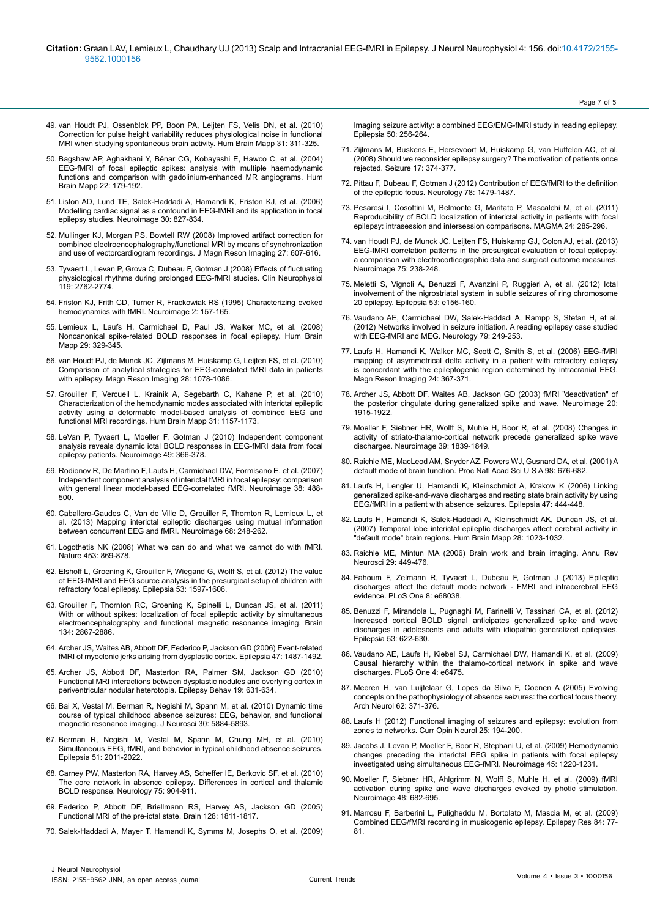49. van Houdt PJ, Ossenblok PP, Boon PA, Leijten FS, Velis DN, et al. (2010) Correction for pulse height variability reduces physiological noise in functional MRI when studying spontaneous brain activity. Hum Brain Mapp 31: 311-325.

50. Bagshaw AP, Aghakhani Y, Bénar CG, Kobayashi E, Hawco C, et al. (2004) EEG-fMRI of focal epileptic spikes: analysis with multiple haemodynamic functions and comparison with gadolinium-enhanced MR angiograms. Hum Brain Mapp 22: 179-192.

51. Liston AD, Lund TE, Salek-Haddadi A, Hamandi K, Friston KJ, et al. (2006) Modelling cardiac signal as a confound in EEG-fMRI and its application in focal epilepsy studies. Neuroimage 30: 827-834.

52. Mullinger KJ, Morgan PS, Bowtell RW (2008) Improved artifact correction for combined electroencephalography/functional MRI by means of synchronization and use of vectorcardiogram recordings. J Magn Reson Imaging 27: 607-616.

53. Tyvaert L, Levan P, Grova C, Dubeau F, Gotman J (2008) Effects of fluctuating physiological rhythms during prolonged EEG-fMRI studies. Clin Neurophysiol 119: 2762-2774.

54. Friston KJ, Frith CD, Turner R, Frackowiak RS (1995) Characterizing evoked hemodynamics with fMRI. Neuroimage 2: 157-165.

55. Lemieux L, Laufs H, Carmichael D, Paul JS, Walker MC, et al. (2008) Noncanonical spike-related BOLD responses in focal epilepsy. Hum Brain Mapp 29: 329-345.

56. van Houdt PJ, de Munck JC, Zijlmans M, Huiskamp G, Leijten FS, et al. (2010) Comparison of analytical strategies for EEG-correlated fMRI data in patients with epilepsy. Magn Reson Imaging 28: 1078-1086.

57. Grouiller F, Vercueil L, Krainik A, Segebarth C, Kahane P, et al. (2010) Characterization of the hemodynamic modes associated with interictal epileptic activity using a deformable model-based analysis of combined EEG and functional MRI recordings. Hum Brain Mapp 31: 1157-1173.

58. LeVan P, Tyvaert L, Moeller F, Gotman J (2010) Independent component analysis reveals dynamic ictal BOLD responses in EEG-fMRI data from focal epilepsy patients. Neuroimage 49: 366-378.

59. Rodionov R, De Martino F, Laufs H, Carmichael DW, Formisano E, et al. (2007) Independent component analysis of interictal fMRI in focal epilepsy: comparison with general linear model-based EEG-correlated fMRI. Neuroimage 38: 488-500.

60. Caballero-Gaudes C, Van de Ville D, Grouiller F, Thornton R, Lemieux L, et al. (2013) Mapping interictal epileptic discharges using mutual information between concurrent EEG and fMRI. Neuroimage 68: 248-262.

61. Logothetis NK (2008) What we can do and what we cannot do with fMRI. Nature 453: 869-878.

62. Elshoff L, Groening K, Grouiller F, Wiegand G, Wolff S, et al. (2012) The value of EEG-fMRI and EEG source analysis in the presurgical setup of children with refractory focal epilepsy. Epilepsia 53: 1597-1606.

63. Grouiller F, Thornton RC, Groening K, Spinelli L, Duncan JS, et al. (2011) With or without spikes: localization of focal epileptic activity by simultaneous electroencephalography and functional magnetic resonance imaging. Brain 134: 2867-2886.

64. Archer JS, Waites AB, Abbott DF, Federico P, Jackson GD (2006) Event-related fMRI of myoclonic jerks arising from dysplastic cortex. Epilepsia 47: 1487-1492.

65. Archer JS, Abbott DF, Masterton RA, Palmer SM, Jackson GD (2010) Functional MRI interactions between dysplastic nodules and overlying cortex in periventricular nodular heterotopia. Epilepsy Behav 19: 631-634.

66. Bai X, Vestal M, Berman R, Negishi M, Spann M, et al. (2010) Dynamic time course of typical childhood absence seizures: EEG, behavior, and functional magnetic resonance imaging. J Neurosci 30: 5884-5893.

67. Berman R, Negishi M, Vestal M, Spann M, Chung MH, et al. (2010) Simultaneous EEG, fMRI, and behavior in typical childhood absence seizures. Epilepsia 51: 2011-2022.

68. Carney PW, Masterton RA, Harvey AS, Scheffer IE, Berkovic SF, et al. (2010) The core network in absence epilepsy. Differences in cortical and thalamic BOLD response. Neurology 75: 904-911.

69. Federico P, Abbott DF, Briellmann RS, Harvey AS, Jackson GD (2005) Functional MRI of the pre-ictal state. Brain 128: 1811-1817.

70. Salek-Haddadi A, Mayer T, Hamandi K, Symms M, Josephs O, et al. (2009) Imaging seizure activity: a combined EEG/EMG-fMRI study in reading epilepsy. Epilepsia 50: 256-264.

71. Zijlmans M, Buskens E, Hersevoort M, Huiskamp G, van Huffelen AC, et al. (2008) Should we reconsider epilepsy surgery? The motivation of patients once rejected. Seizure 17: 374-377.

72. Pittau F, Dubeau F, Gotman J (2012) Contribution of EEG/fMRI to the definition of the epileptic focus. Neurology 78: 1479-1487.

73. Pesaresi I, Cosottini M, Belmonte G, Maritato P, Mascalchi M, et al. (2011) Reproducibility of BOLD localization of interictal activity in patients with focal epilepsy: intrasession and intersession comparisons. MAGMA 24: 285-296.

74. van Houdt PJ, de Munck JC, Leijten FS, Huiskamp GJ, Colon AJ, et al. (2013) EEG-fMRI correlation patterns in the presurgical evaluation of focal epilepsy: a comparison with electrocorticographic data and surgical outcome measures. Neuroimage 75: 238-248.

75. Meletti S, Vignoli A, Benuzzi F, Avanzini P, Ruggieri A, et al. (2012) Ictal involvement of the nigrostriatal system in subtle seizures of ring chromosome 20 epilepsy. Epilepsia 53: e156-160.

76. Vaudano AE, Carmichael DW, Salek-Haddadi A, Rampp S, Stefan H, et al. (2012) Networks involved in seizure initiation. A reading epilepsy case studied with EEG-fMRI and MEG. Neurology 79: 249-253.

77. Laufs H, Hamandi K, Walker MC, Scott C, Smith S, et al. (2006) EEG-fMRI mapping of asymmetrical delta activity in a patient with refractory epilepsy is concordant with the epileptogenic region determined by intracranial EEG. Magn Reson Imaging 24: 367-371.

78. Archer JS, Abbott DF, Waites AB, Jackson GD (2003) fMRI "deactivation" of the posterior cingulate during generalized spike and wave. Neuroimage 20: 1915-1922.

79. Moeller F, Siebner HR, Wolff S, Muhle H, Boor R, et al. (2008) Changes in activity of striato-thalamo-cortical network precede generalized spike wave discharges. Neuroimage 39: 1839-1849.

80. Raichle ME, MacLeod AM, Snyder AZ, Powers WJ, Gusnard DA, et al. (2001) A default mode of brain function. Proc Natl Acad Sci U S A 98: 676-682.

81. Laufs H, Lengler U, Hamandi K, Kleinschmidt A, Krakow K (2006) Linking generalized spike-and-wave discharges and resting state brain activity by using EEG/fMRI in a patient with absence seizures. Epilepsia 47: 444-448.

82. Laufs H, Hamandi K, Salek-Haddadi A, Kleinschmidt AK, Duncan JS, et al. (2007) Temporal lobe interictal epileptic discharges affect cerebral activity in "default mode" brain regions. Hum Brain Mapp 28: 1023-1032.

83. Raichle ME, Mintun MA (2006) Brain work and brain imaging. Annu Rev Neurosci 29: 449-476.

84. Fahoum F, Zelmann R, Tyvaert L, Dubeau F, Gotman J (2013) Epileptic discharges affect the default mode network - FMRI and intracerebral EEG evidence. PLoS One 8: e68038.

85. Benuzzi F, Mirandola L, Pugnaghi M, Farinelli V, Tassinari CA, et al. (2012) Increased cortical BOLD signal anticipates generalized spike and wave discharges in adolescents and adults with idiopathic generalized epilepsies. Epilepsia 53: 622-630.

86. Vaudano AE, Laufs H, Kiebel SJ, Carmichael DW, Hamandi K, et al. (2009) Causal hierarchy within the thalamo-cortical network in spike and wave discharges. PLoS One 4: e6475.

87. Meeren H, van Luijtelaar G, Lopes da Silva F, Coenen A (2005) Evolving concepts on the pathophysiology of absence seizures: the cortical focus theory. Arch Neurol 62: 371-376.

88. Laufs H (2012) Functional imaging of seizures and epilepsy: evolution from zones to networks. Curr Opin Neurol 25: 194-200.

89. Jacobs J, Levan P, Moeller F, Boor R, Stephani U, et al. (2009) Hemodynamic changes preceding the interictal EEG spike in patients with focal epilepsy investigated using simultaneous EEG-fMRI. Neuroimage 45: 1220-1231.

90. Moeller F, Siebner HR, Ahlgrimm N, Wolff S, Muhle H, et al. (2009) fMRI activation during spike and wave discharges evoked by photic stimulation. Neuroimage 48: 682-695.

91. Marrosu F, Barberini L, Puligheddu M, Bortolato M, Mascia M, et al. (2009) Combined EEG/fMRI recording in musicogenic epilepsy. Epilepsy Res 84: 77-81.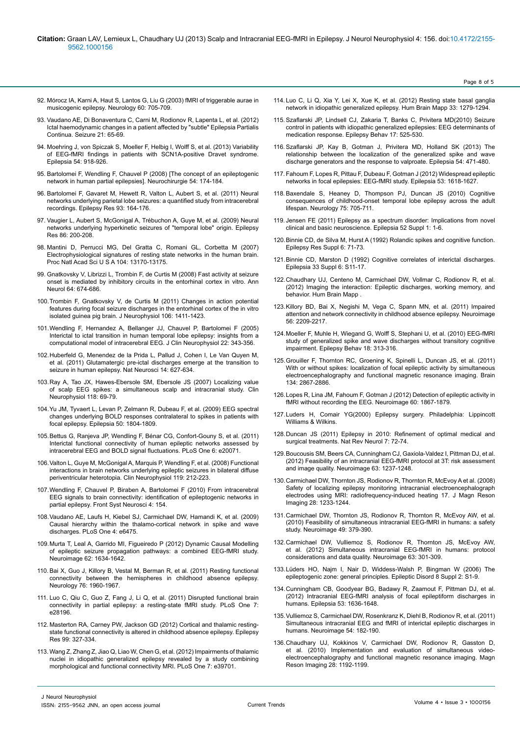92. Mórocz IA, Karni A, Haut S, Lantos G, Liu G (2003) fMRI of triggerable aurae in musicogenic epilepsy. Neurology 60: 705-709.

93. Vaudano AE, Di Bonaventura C, Carni M, Rodionov R, Lapenta L, et al. (2012) Ictal haemodynamic changes in a patient affected by "subtle" Epilepsia Partialis Continua. Seizure 21: 65-69.

94. Moehring J, von Spiczak S, Moeller F, Helbig I, Wolff S, et al. (2013) Variability of EEG-fMRI findings in patients with SCN1A-positive Dravet syndrome. Epilepsia 54: 918-926.

95. Bartolomei F, Wendling F, Chauvel P (2008) [The concept of an epileptogenic network in human partial epilepsies]. Neurochirurgie 54: 174-184.

96. Bartolomei F, Gavaret M, Hewett R, Valton L, Aubert S, et al. (2011) Neural networks underlying parietal lobe seizures: a quantified study from intracerebral recordings. Epilepsy Res 93: 164-176.

97. Vaugier L, Aubert S, McGonigal A, Trébuchon A, Guye M, et al. (2009) Neural networks underlying hyperkinetic seizures of "temporal lobe" origin. Epilepsy Res 86: 200-208.

98. Mantini D, Perrucci MG, Del Gratta C, Romani GL, Corbetta M (2007) Electrophysiological signatures of resting state networks in the human brain. Proc Natl Acad Sci U S A 104: 13170-13175.

99. Gnatkovsky V, Librizzi L, Trombin F, de Curtis M (2008) Fast activity at seizure onset is mediated by inhibitory circuits in the entorhinal cortex in vitro. Ann Neurol 64: 674-686.

100. Trombin F, Gnatkovsky V, de Curtis M (2011) Changes in action potential features during focal seizure discharges in the entorhinal cortex of the in vitro isolated guinea pig brain. J Neurophysiol 106: 1411-1423.

101. Wendling F, Hernandez A, Bellanger JJ, Chauvel P, Bartolomei F (2005) Interictal to ictal transition in human temporal lobe epilepsy: insights from a computational model of intracerebral EEG. J Clin Neurophysiol 22: 343-356.

102. Huberfeld G, Menendez de la Prida L, Pallud J, Cohen I, Le Van Quyen M, et al. (2011) Glutamatergic pre-ictal discharges emerge at the transition to seizure in human epilepsy. Nat Neurosci 14: 627-634.

103. Ray A, Tao JX, Hawes-Ebersole SM, Ebersole JS (2007) Localizing value of scalp EEG spikes: a simultaneous scalp and intracranial study. Clin Neurophysiol 118: 69-79.

104. Yu JM, Tyvaert L, Levan P, Zelmann R, Dubeau F, et al. (2009) EEG spectral changes underlying BOLD responses contralateral to spikes in patients with focal epilepsy. Epilepsia 50: 1804-1809.

105. Bettus G, Ranjeva JP, Wendling F, Bénar CG, Confort-Gouny S, et al. (2011) Interictal functional connectivity of human epileptic networks assessed by intracerebral EEG and BOLD signal fluctuations. PLoS One 6: e20071.

106. Valton L, Guye M, McGonigal A, Marquis P, Wendling F, et al. (2008) Functional interactions in brain networks underlying epileptic seizures in bilateral diffuse periventricular heterotopia. Clin Neurophysiol 119: 212-223.

107. Wendling F, Chauvel P, Biraben A, Bartolomei F (2010) From intracerebral EEG signals to brain connectivity: identification of epileptogenic networks in partial epilepsy. Front Syst Neurosci 4: 154.

108. Vaudano AE, Laufs H, Kiebel SJ, Carmichael DW, Hamandi K, et al. (2009) Causal hierarchy within the thalamo-cortical network in spike and wave discharges. PLoS One 4: e6475.

109. Murta T, Leal A, Garrido MI, Figueiredo P (2012) Dynamic Causal Modelling of epileptic seizure propagation pathways: a combined EEG-fMRI study. Neuroimage 62: 1634-1642.

110. Bai X, Guo J, Killory B, Vestal M, Berman R, et al. (2011) Resting functional connectivity between the hemispheres in childhood absence epilepsy. Neurology 76: 1960-1967.

111. Luo C, Qiu C, Guo Z, Fang J, Li Q, et al. (2011) Disrupted functional brain connectivity in partial epilepsy: a resting-state fMRI study. PLoS One 7: e28196.

112. Masterton RA, Carney PW, Jackson GD (2012) Cortical and thalamic resting-state functional connectivity is altered in childhood absence epilepsy. Epilepsy Res 99: 327-334.

113. Wang Z, Zhang Z, Jiao Q, Liao W, Chen G, et al. (2012) Impairments of thalamic nuclei in idiopathic generalized epilepsy revealed by a study combining morphological and functional connectivity MRI. PLoS One 7: e39701.

114. Luo C, Li Q, Xia Y, Lei X, Xue K, et al. (2012) Resting state basal ganglia network in idiopathic generalized epilepsy. Hum Brain Mapp 33: 1279-1294.

115. Szaflarski JP, Lindsell CJ, Zakaria T, Banks C, Privitera MD(2010) Seizure control in patients with idiopathic generalized epilepsies: EEG determinants of medication response. Epilepsy Behav 17: 525-530.

116. Szaflarski JP, Kay B, Gotman J, Privitera MD, Holland SK (2013) The relationship between the localization of the generalized spike and wave discharge generators and the response to valproate. Epilepsia 54: 471-480.

117. Fahoum F, Lopes R, Pittau F, Dubeau F, Gotman J (2012) Widespread epileptic networks in focal epilepsies: EEG-fMRI study. Epilepsia 53: 1618-1627.

118. Baxendale S, Heaney D, Thompson PJ, Duncan JS (2010) Cognitive consequences of childhood-onset temporal lobe epilepsy across the adult lifespan. Neurology 75: 705-711.

119. Jensen FE (2011) Epilepsy as a spectrum disorder: Implications from novel clinical and basic neuroscience. Epilepsia 52 Suppl 1: 1-6.

120. Binnie CD, de Silva M, Hurst A (1992) Rolandic spikes and cognitive function. Epilepsy Res Suppl 6: 71-73.

121. Binnie CD, Marston D (1992) Cognitive correlates of interictal discharges. Epilepsia 33 Suppl 6: S11-17.

122. Chaudhary UJ, Centeno M, Carmichael DW, Vollmar C, Rodionov R, et al. (2012) Imaging the interaction: Epileptic discharges, working memory, and behavior. Hum Brain Mapp .

123. Killory BD, Bai X, Negishi M, Vega C, Spann MN, et al. (2011) Impaired attention and network connectivity in childhood absence epilepsy. Neuroimage 56: 2209-2217.

124. Moeller F, Muhle H, Wiegand G, Wolff S, Stephani U, et al. (2010) EEG-fMRI study of generalized spike and wave discharges without transitory cognitive impairment. Epilepsy Behav 18: 313-316.

125. Grouiller F, Thornton RC, Groening K, Spinelli L, Duncan JS, et al. (2011) With or without spikes: localization of focal epileptic activity by simultaneous electroencephalography and functional magnetic resonance imaging. Brain 134: 2867-2886.

126. Lopes R, Lina JM, Fahoum F, Gotman J (2012) Detection of epileptic activity in fMRI without recording the EEG. Neuroimage 60: 1867-1879.

127. Luders H, Comair YG(2000) Epilepsy surgery. Philadelphia: Lippincott Williams & Wilkins.

128. Duncan JS (2011) Epilepsy in 2010: Refinement of optimal medical and surgical treatments. Nat Rev Neurol 7: 72-74.

129. Boucousis SM, Beers CA, Cunningham CJ, Gaxiola-Valdez I, Pittman DJ, et al. (2012) Feasibility of an intracranial EEG-fMRI protocol at 3T: risk assessment and image quality. Neuroimage 63: 1237-1248.

130. Carmichael DW, Thornton JS, Rodionov R, Thornton R, McEvoy A et al. (2008) Safety of localizing epilepsy monitoring intracranial electroencephalograph electrodes using MRI: radiofrequency-induced heating 17. J Magn Reson Imaging 28: 1233-1244.

131. Carmichael DW, Thornton JS, Rodionov R, Thornton R, McEvoy AW, et al. (2010) Feasibility of simultaneous intracranial EEG-fMRI in humans: a safety study. Neuroimage 49: 379-390.

132. Carmichael DW, Vulliemoz S, Rodionov R, Thornton JS, McEvoy AW, et al. (2012) Simultaneous intracranial EEG-fMRI in humans: protocol considerations and data quality. Neuroimage 63: 301-309.

133. Lüders HO, Najm I, Nair D, Widdess-Walsh P, Bingman W (2006) The epileptogenic zone: general principles. Epileptic Disord 8 Suppl 2: S1-9.

134. Cunningham CB, Goodyear BG, Badawy R, Zaamout F, Pittman DJ, et al. (2012) Intracranial EEG-fMRI analysis of focal epileptiform discharges in humans. Epilepsia 53: 1636-1648.

135. Vulliemoz S, Carmichael DW, Rosenkranz K, Diehl B, Rodionov R, et al. (2011) Simultaneous intracranial EEG and fMRI of interictal epileptic discharges in humans. Neuroimage 54: 182-190.

136. Chaudhary UJ, Kokkinos V, Carmichael DW, Rodionov R, Gasston D, et al. (2010) Implementation and evaluation of simultaneous video-electroencephalography and functional magnetic resonance imaging. Magn Reson Imaging 28: 1192-1199.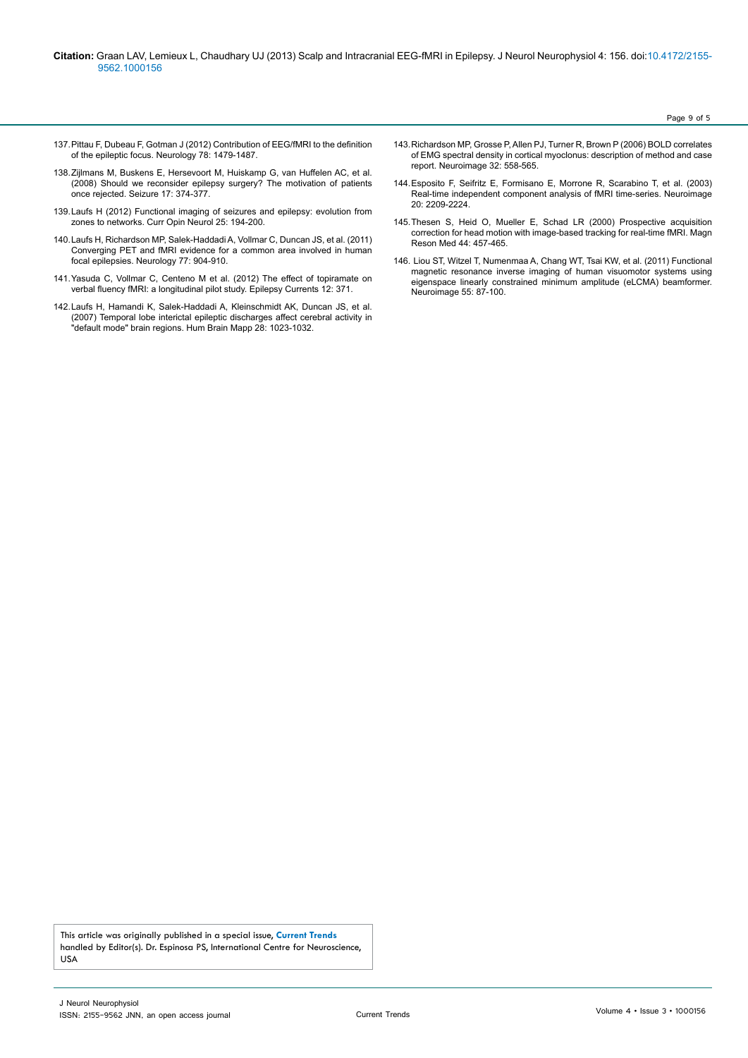137. Pittau F, Dubeau F, Gotman J (2012) Contribution of EEG/fMRI to the definition of the epileptic focus. Neurology 78: 1479-1487.

138. Zijlmans M, Buskens E, Hersevoort M, Huiskamp G, van Huffelen AC, et al. (2008) Should we reconsider epilepsy surgery? The motivation of patients once rejected. Seizure 17: 374-377.

139. Laufs H (2012) Functional imaging of seizures and epilepsy: evolution from zones to networks. Curr Opin Neurol 25: 194-200.

140. Laufs H, Richardson MP, Salek-Haddadi A, Vollmar C, Duncan JS, et al. (2011) Converging PET and fMRI evidence for a common area involved in human focal epilepsies. Neurology 77: 904-910.

141. Yasuda C, Vollmar C, Centeno M et al. (2012) The effect of topiramate on verbal fluency fMRI: a longitudinal pilot study. Epilepsy Currents 12: 371.

142. Laufs H, Hamandi K, Salek-Haddadi A, Kleinschmidt AK, Duncan JS, et al. (2007) Temporal lobe interictal epileptic discharges affect cerebral activity in "default mode" brain regions. Hum Brain Mapp 28: 1023-1032.

143. Richardson MP, Grosse P, Allen PJ, Turner R, Brown P (2006) BOLD correlates of EMG spectral density in cortical myoclonus: description of method and case report. Neuroimage 32: 558-565.

144. Esposito F, Seifritz E, Formisano E, Morrone R, Scarabino T, et al. (2003) Real-time independent component analysis of fMRI time-series. Neuroimage 20: 2209-2224.

145. Thesen S, Heid O, Mueller E, Schad LR (2000) Prospective acquisition correction for head motion with image-based tracking for real-time fMRI. Magn Reson Med 44: 457-465.

146. Liou ST, Witzel T, Numenmaa A, Chang WT, Tsai KW, et al. (2011) Functional magnetic resonance inverse imaging of human visuomotor systems using eigenspace linearly constrained minimum amplitude (eLCMA) beamformer. Neuroimage 55: 87-100.

This article was originally published in a special issue, **Current Trends** handled by Editor(s). Dr. Espinosa PS, International Centre for Neuroscience, USA